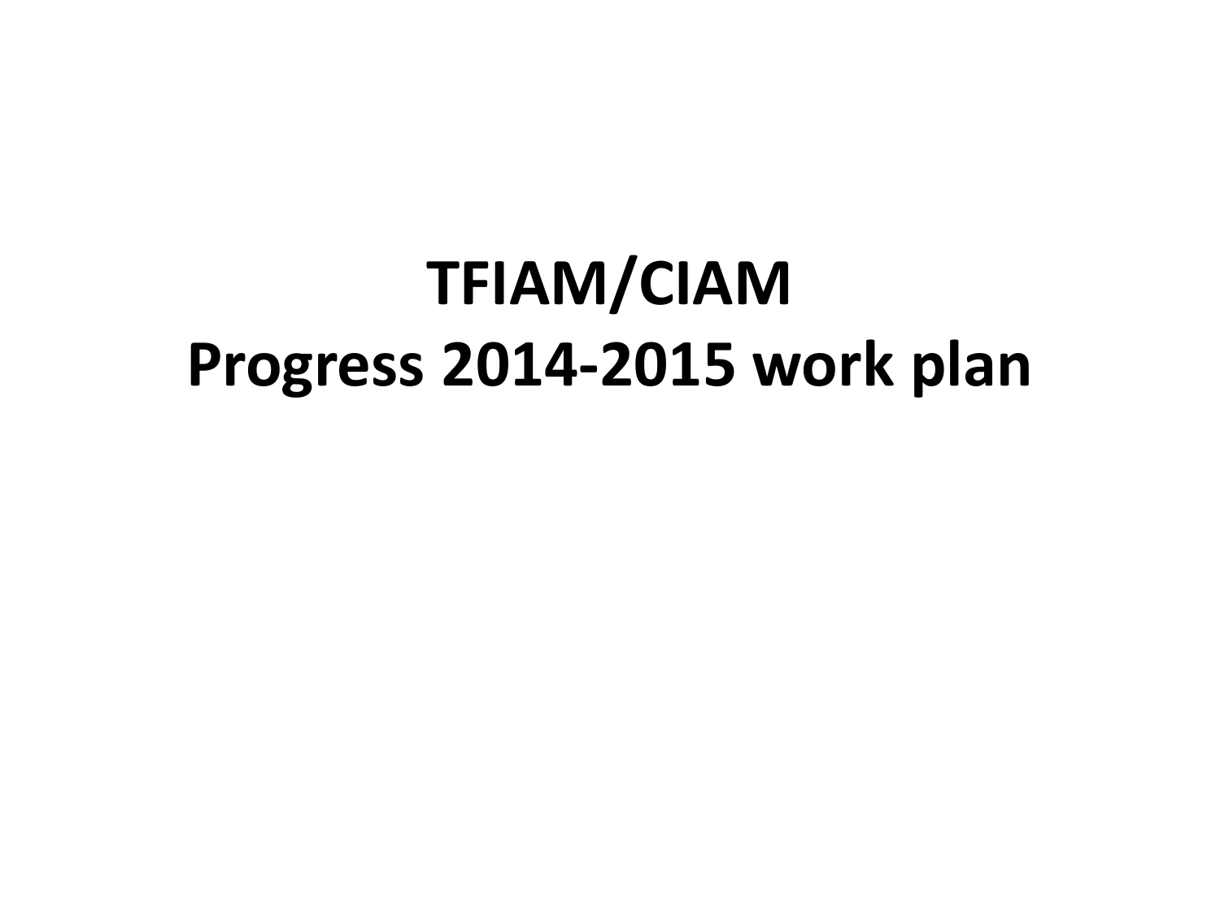# TFIAM/CIAM
# Progress 2014-2015 work plan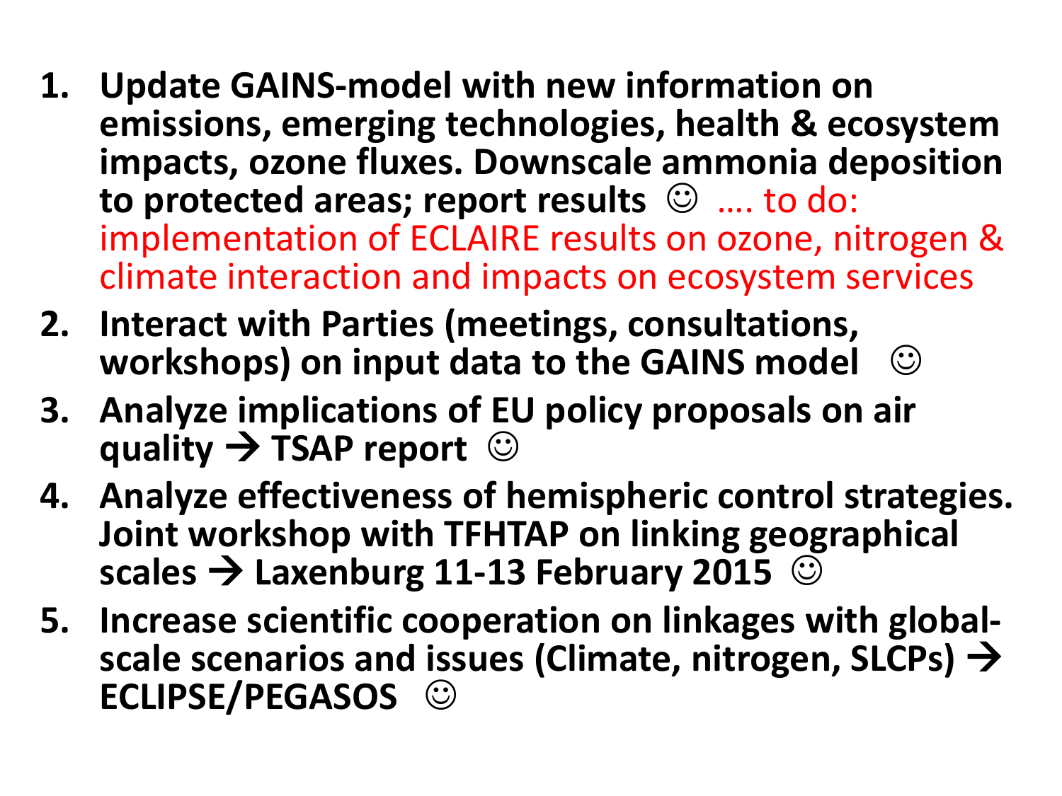1. **Update GAINS-model with new information on emissions, emerging technologies, health & ecosystem impacts, ozone fluxes. Downscale ammonia deposition to protected areas; report results ☺** …. to do: implementation of ECLAIRE results on ozone, nitrogen & climate interaction and impacts on ecosystem services
2. **Interact with Parties (meetings, consultations, workshops) on input data to the GAINS model ☺**
3. **Analyze implications of EU policy proposals on air quality → TSAP report ☺**
4. **Analyze effectiveness of hemispheric control strategies. Joint workshop with TFHTAP on linking geographical scales → Laxenburg 11-13 February 2015 ☺**
5. **Increase scientific cooperation on linkages with global-scale scenarios and issues (Climate, nitrogen, SLCPs) → ECLIPSE/PEGASOS ☺**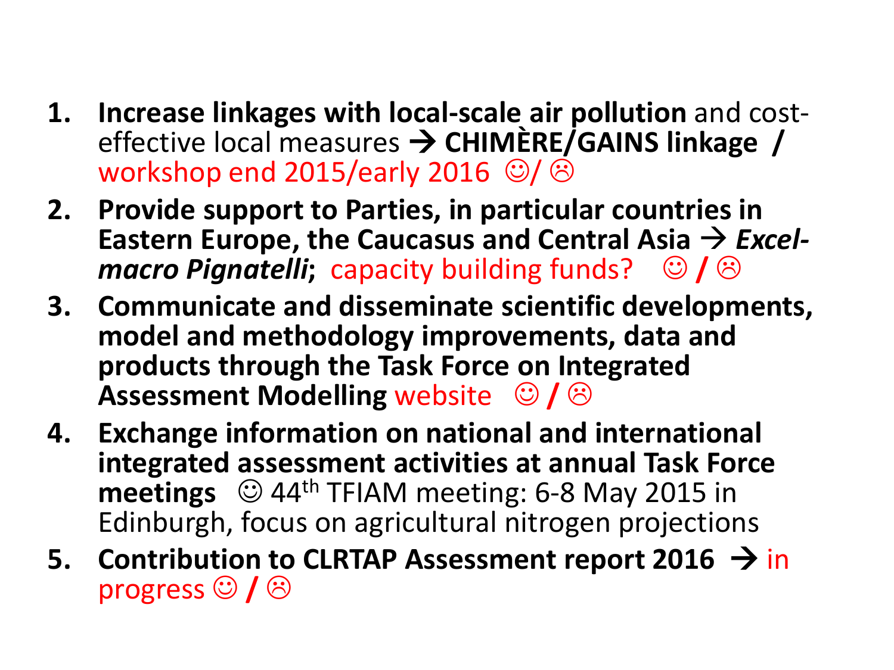1. **Increase linkages with local-scale air pollution** and cost-effective local measures → **CHIMÈRE/GAINS linkage /** workshop end 2015/early 2016 ☺/ ☹
2. **Provide support to Parties, in particular countries in Eastern Europe, the Caucasus and Central Asia** → ***Excel-macro Pignatelli***; capacity building funds? ☺ **/** ☹
3. **Communicate and disseminate scientific developments, model and methodology improvements, data and products through the Task Force on Integrated Assessment Modelling** website ☺ **/** ☹
4. **Exchange information on national and international integrated assessment activities at annual Task Force meetings** ☺ 44th TFIAM meeting: 6-8 May 2015 in Edinburgh, focus on agricultural nitrogen projections
5. **Contribution to CLRTAP Assessment report 2016** → in progress ☺ **/** ☹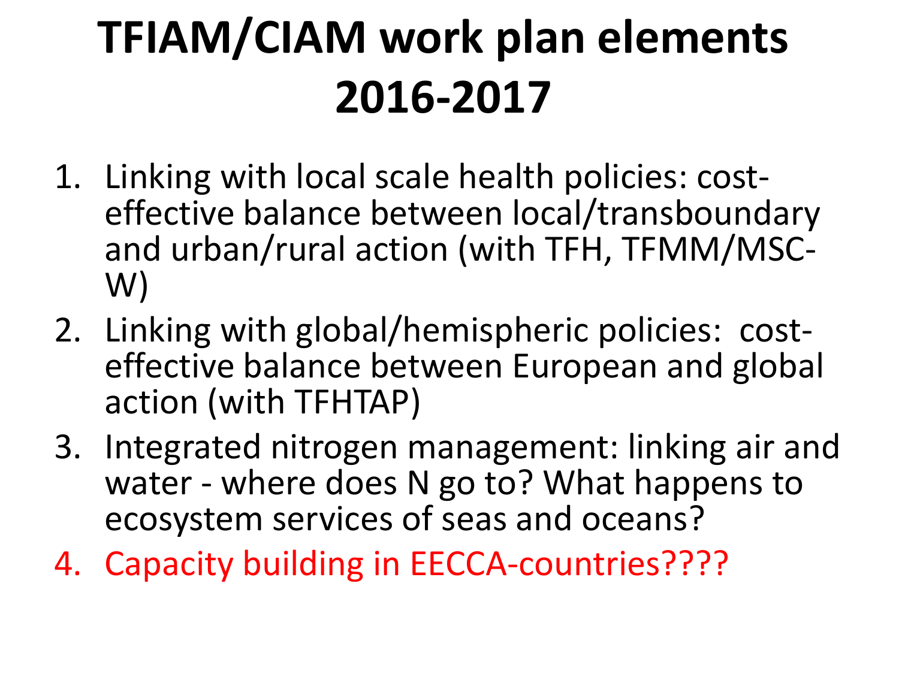# TFIAM/CIAM work plan elements 2016-2017

1. Linking with local scale health policies: cost-effective balance between local/transboundary and urban/rural action (with TFH, TFMM/MSC-W)
2. Linking with global/hemispheric policies: cost-effective balance between European and global action (with TFHTAP)
3. Integrated nitrogen management: linking air and water - where does N go to? What happens to ecosystem services of seas and oceans?
4. Capacity building in EECCA-countries????